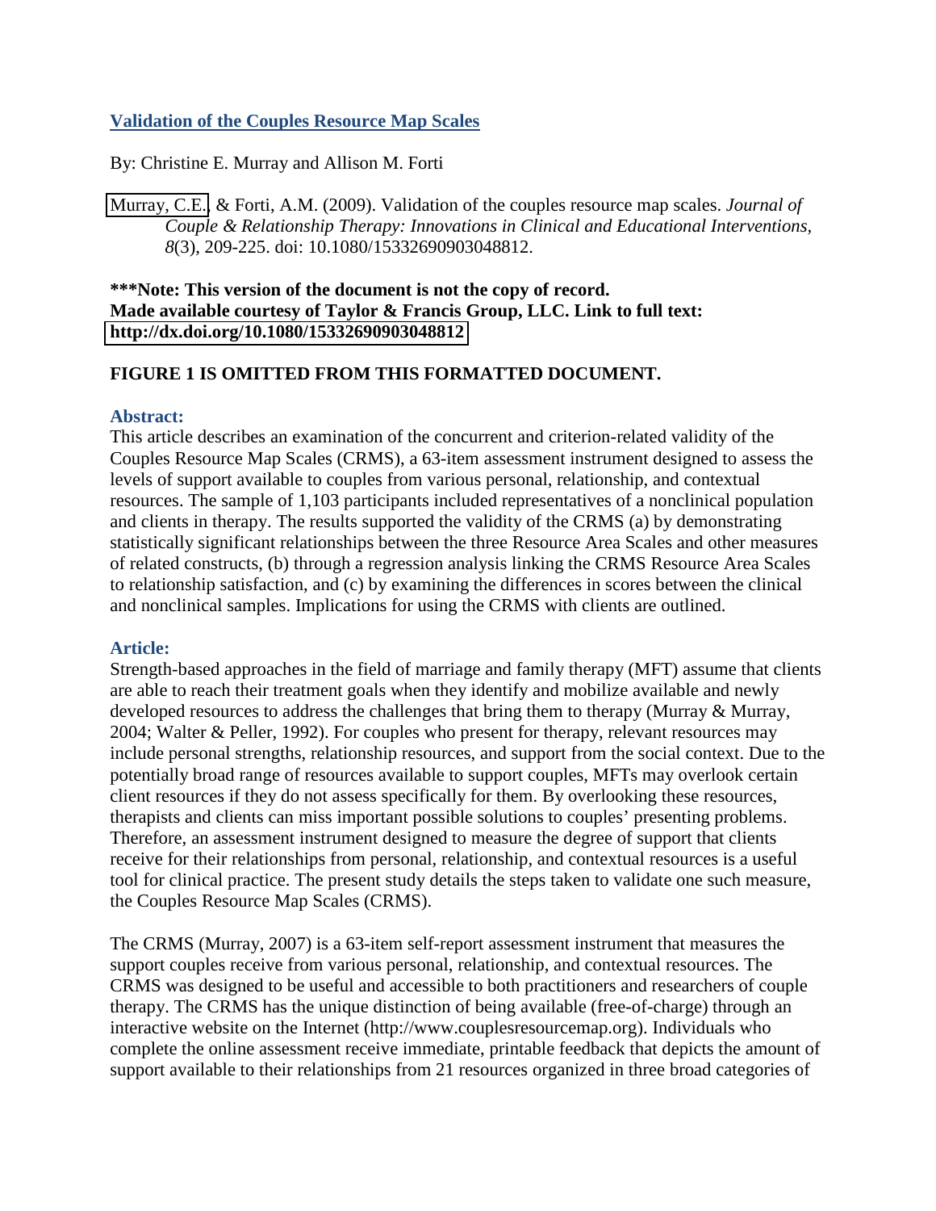# Validation of the Couples Resource Map Scales

By: Christine E. Murray and Allison M. Forti

Murray, C.E., & Forti, A.M. (2009). Validation of the couples resource map scales. *Journal of Couple & Relationship Therapy: Innovations in Clinical and Educational Interventions, 8*(3), 209-225. doi: 10.1080/15332690903048812.

**\*\*\*Note: This version of the document is not the copy of record. Made available courtesy of Taylor & Francis Group, LLC. Link to full text: http://dx.doi.org/10.1080/15332690903048812**

**FIGURE 1 IS OMITTED FROM THIS FORMATTED DOCUMENT.**

## Abstract:

This article describes an examination of the concurrent and criterion-related validity of the Couples Resource Map Scales (CRMS), a 63-item assessment instrument designed to assess the levels of support available to couples from various personal, relationship, and contextual resources. The sample of 1,103 participants included representatives of a nonclinical population and clients in therapy. The results supported the validity of the CRMS (a) by demonstrating statistically significant relationships between the three Resource Area Scales and other measures of related constructs, (b) through a regression analysis linking the CRMS Resource Area Scales to relationship satisfaction, and (c) by examining the differences in scores between the clinical and nonclinical samples. Implications for using the CRMS with clients are outlined.

## Article:

Strength-based approaches in the field of marriage and family therapy (MFT) assume that clients are able to reach their treatment goals when they identify and mobilize available and newly developed resources to address the challenges that bring them to therapy (Murray & Murray, 2004; Walter & Peller, 1992). For couples who present for therapy, relevant resources may include personal strengths, relationship resources, and support from the social context. Due to the potentially broad range of resources available to support couples, MFTs may overlook certain client resources if they do not assess specifically for them. By overlooking these resources, therapists and clients can miss important possible solutions to couples' presenting problems. Therefore, an assessment instrument designed to measure the degree of support that clients receive for their relationships from personal, relationship, and contextual resources is a useful tool for clinical practice. The present study details the steps taken to validate one such measure, the Couples Resource Map Scales (CRMS).

The CRMS (Murray, 2007) is a 63-item self-report assessment instrument that measures the support couples receive from various personal, relationship, and contextual resources. The CRMS was designed to be useful and accessible to both practitioners and researchers of couple therapy. The CRMS has the unique distinction of being available (free-of-charge) through an interactive website on the Internet (http://www.couplesresourcemap.org). Individuals who complete the online assessment receive immediate, printable feedback that depicts the amount of support available to their relationships from 21 resources organized in three broad categories of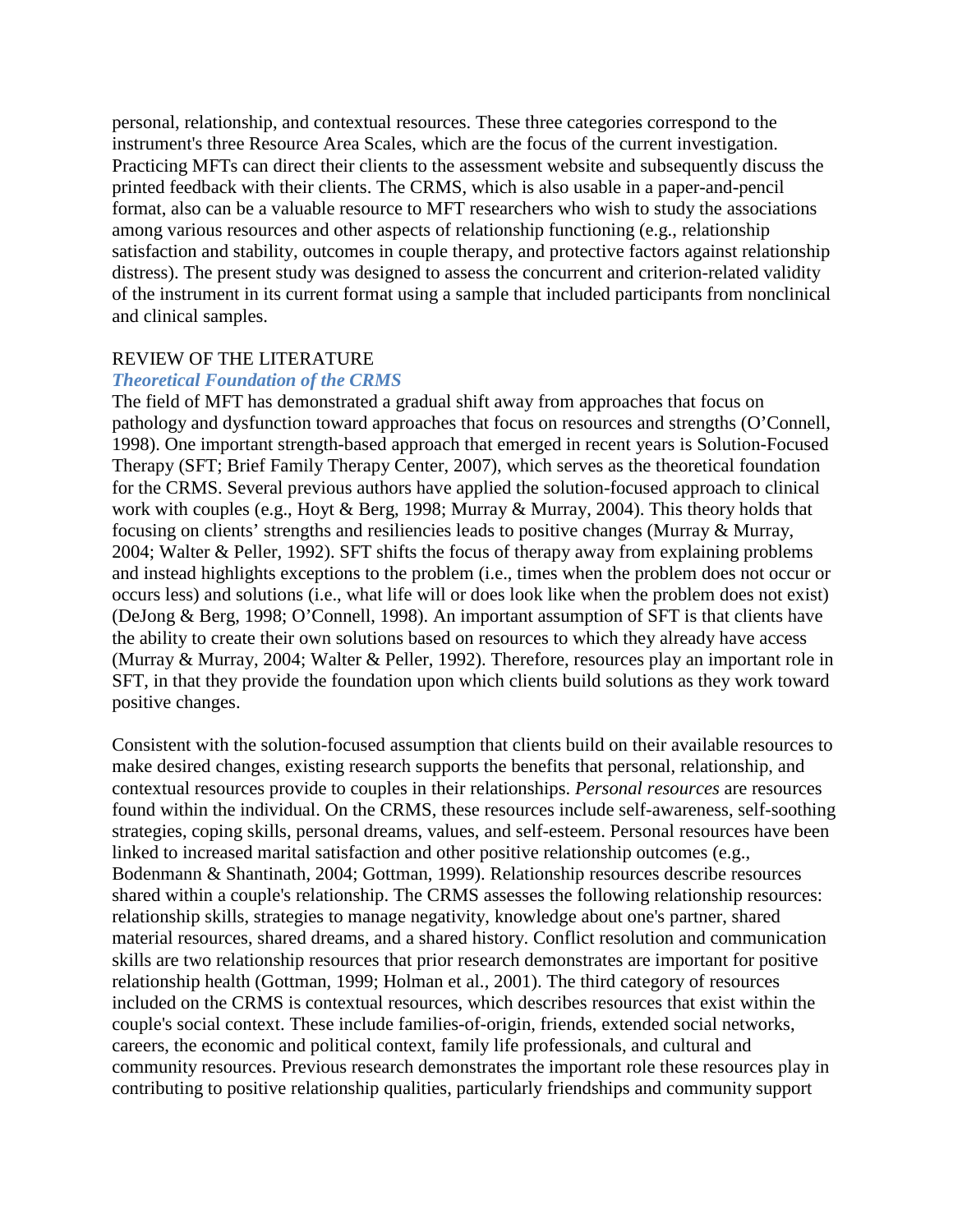personal, relationship, and contextual resources. These three categories correspond to the instrument's three Resource Area Scales, which are the focus of the current investigation. Practicing MFTs can direct their clients to the assessment website and subsequently discuss the printed feedback with their clients. The CRMS, which is also usable in a paper-and-pencil format, also can be a valuable resource to MFT researchers who wish to study the associations among various resources and other aspects of relationship functioning (e.g., relationship satisfaction and stability, outcomes in couple therapy, and protective factors against relationship distress). The present study was designed to assess the concurrent and criterion-related validity of the instrument in its current format using a sample that included participants from nonclinical and clinical samples.

## REVIEW OF THE LITERATURE

### *Theoretical Foundation of the CRMS*

The field of MFT has demonstrated a gradual shift away from approaches that focus on pathology and dysfunction toward approaches that focus on resources and strengths (O'Connell, 1998). One important strength-based approach that emerged in recent years is Solution-Focused Therapy (SFT; Brief Family Therapy Center, 2007), which serves as the theoretical foundation for the CRMS. Several previous authors have applied the solution-focused approach to clinical work with couples (e.g., Hoyt & Berg, 1998; Murray & Murray, 2004). This theory holds that focusing on clients' strengths and resiliencies leads to positive changes (Murray & Murray, 2004; Walter & Peller, 1992). SFT shifts the focus of therapy away from explaining problems and instead highlights exceptions to the problem (i.e., times when the problem does not occur or occurs less) and solutions (i.e., what life will or does look like when the problem does not exist) (DeJong & Berg, 1998; O'Connell, 1998). An important assumption of SFT is that clients have the ability to create their own solutions based on resources to which they already have access (Murray & Murray, 2004; Walter & Peller, 1992). Therefore, resources play an important role in SFT, in that they provide the foundation upon which clients build solutions as they work toward positive changes.

Consistent with the solution-focused assumption that clients build on their available resources to make desired changes, existing research supports the benefits that personal, relationship, and contextual resources provide to couples in their relationships. *Personal resources* are resources found within the individual. On the CRMS, these resources include self-awareness, self-soothing strategies, coping skills, personal dreams, values, and self-esteem. Personal resources have been linked to increased marital satisfaction and other positive relationship outcomes (e.g., Bodenmann & Shantinath, 2004; Gottman, 1999). Relationship resources describe resources shared within a couple's relationship. The CRMS assesses the following relationship resources: relationship skills, strategies to manage negativity, knowledge about one's partner, shared material resources, shared dreams, and a shared history. Conflict resolution and communication skills are two relationship resources that prior research demonstrates are important for positive relationship health (Gottman, 1999; Holman et al., 2001). The third category of resources included on the CRMS is contextual resources, which describes resources that exist within the couple's social context. These include families-of-origin, friends, extended social networks, careers, the economic and political context, family life professionals, and cultural and community resources. Previous research demonstrates the important role these resources play in contributing to positive relationship qualities, particularly friendships and community support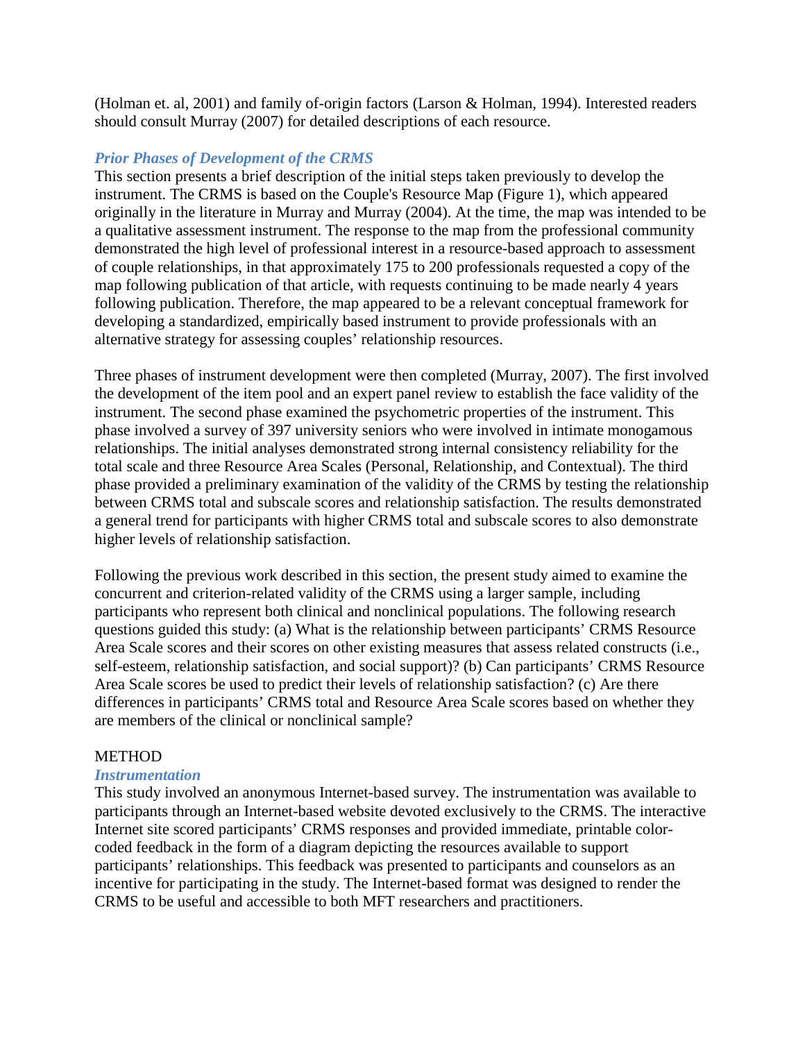(Holman et. al, 2001) and family of-origin factors (Larson & Holman, 1994). Interested readers should consult Murray (2007) for detailed descriptions of each resource.

### *Prior Phases of Development of the CRMS*

This section presents a brief description of the initial steps taken previously to develop the instrument. The CRMS is based on the Couple's Resource Map (Figure 1), which appeared originally in the literature in Murray and Murray (2004). At the time, the map was intended to be a qualitative assessment instrument. The response to the map from the professional community demonstrated the high level of professional interest in a resource-based approach to assessment of couple relationships, in that approximately 175 to 200 professionals requested a copy of the map following publication of that article, with requests continuing to be made nearly 4 years following publication. Therefore, the map appeared to be a relevant conceptual framework for developing a standardized, empirically based instrument to provide professionals with an alternative strategy for assessing couples' relationship resources.

Three phases of instrument development were then completed (Murray, 2007). The first involved the development of the item pool and an expert panel review to establish the face validity of the instrument. The second phase examined the psychometric properties of the instrument. This phase involved a survey of 397 university seniors who were involved in intimate monogamous relationships. The initial analyses demonstrated strong internal consistency reliability for the total scale and three Resource Area Scales (Personal, Relationship, and Contextual). The third phase provided a preliminary examination of the validity of the CRMS by testing the relationship between CRMS total and subscale scores and relationship satisfaction. The results demonstrated a general trend for participants with higher CRMS total and subscale scores to also demonstrate higher levels of relationship satisfaction.

Following the previous work described in this section, the present study aimed to examine the concurrent and criterion-related validity of the CRMS using a larger sample, including participants who represent both clinical and nonclinical populations. The following research questions guided this study: (a) What is the relationship between participants' CRMS Resource Area Scale scores and their scores on other existing measures that assess related constructs (i.e., self-esteem, relationship satisfaction, and social support)? (b) Can participants' CRMS Resource Area Scale scores be used to predict their levels of relationship satisfaction? (c) Are there differences in participants' CRMS total and Resource Area Scale scores based on whether they are members of the clinical or nonclinical sample?

## METHOD

### *Instrumentation*

This study involved an anonymous Internet-based survey. The instrumentation was available to participants through an Internet-based website devoted exclusively to the CRMS. The interactive Internet site scored participants' CRMS responses and provided immediate, printable color-coded feedback in the form of a diagram depicting the resources available to support participants' relationships. This feedback was presented to participants and counselors as an incentive for participating in the study. The Internet-based format was designed to render the CRMS to be useful and accessible to both MFT researchers and practitioners.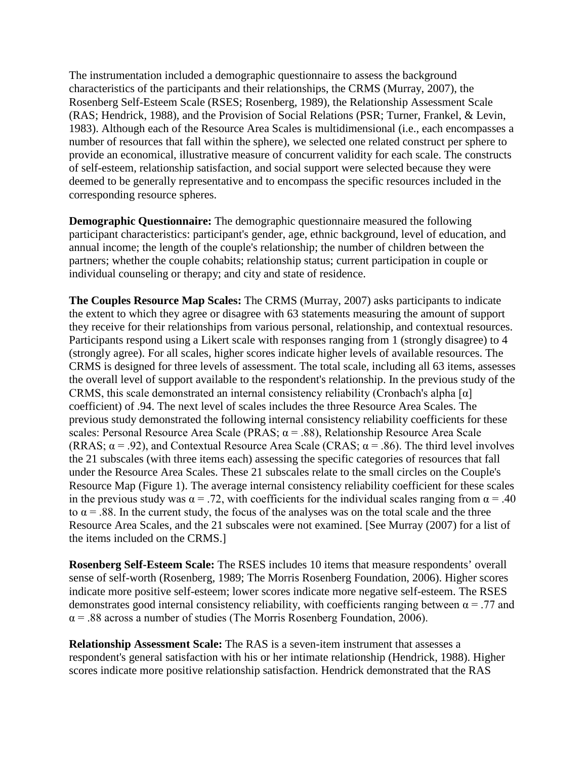The instrumentation included a demographic questionnaire to assess the background characteristics of the participants and their relationships, the CRMS (Murray, 2007), the Rosenberg Self-Esteem Scale (RSES; Rosenberg, 1989), the Relationship Assessment Scale (RAS; Hendrick, 1988), and the Provision of Social Relations (PSR; Turner, Frankel, & Levin, 1983). Although each of the Resource Area Scales is multidimensional (i.e., each encompasses a number of resources that fall within the sphere), we selected one related construct per sphere to provide an economical, illustrative measure of concurrent validity for each scale. The constructs of self-esteem, relationship satisfaction, and social support were selected because they were deemed to be generally representative and to encompass the specific resources included in the corresponding resource spheres.

**Demographic Questionnaire:** The demographic questionnaire measured the following participant characteristics: participant's gender, age, ethnic background, level of education, and annual income; the length of the couple's relationship; the number of children between the partners; whether the couple cohabits; relationship status; current participation in couple or individual counseling or therapy; and city and state of residence.

**The Couples Resource Map Scales:** The CRMS (Murray, 2007) asks participants to indicate the extent to which they agree or disagree with 63 statements measuring the amount of support they receive for their relationships from various personal, relationship, and contextual resources. Participants respond using a Likert scale with responses ranging from 1 (strongly disagree) to 4 (strongly agree). For all scales, higher scores indicate higher levels of available resources. The CRMS is designed for three levels of assessment. The total scale, including all 63 items, assesses the overall level of support available to the respondent's relationship. In the previous study of the CRMS, this scale demonstrated an internal consistency reliability (Cronbach's alpha [$\alpha$] coefficient) of .94. The next level of scales includes the three Resource Area Scales. The previous study demonstrated the following internal consistency reliability coefficients for these scales: Personal Resource Area Scale (PRAS; $\alpha = .88$), Relationship Resource Area Scale (RRAS; $\alpha = .92$), and Contextual Resource Area Scale (CRAS; $\alpha = .86$). The third level involves the 21 subscales (with three items each) assessing the specific categories of resources that fall under the Resource Area Scales. These 21 subscales relate to the small circles on the Couple's Resource Map (Figure 1). The average internal consistency reliability coefficient for these scales in the previous study was $\alpha = .72$, with coefficients for the individual scales ranging from $\alpha = .40$ to $\alpha = .88$. In the current study, the focus of the analyses was on the total scale and the three Resource Area Scales, and the 21 subscales were not examined. [See Murray (2007) for a list of the items included on the CRMS.]

**Rosenberg Self-Esteem Scale:** The RSES includes 10 items that measure respondents' overall sense of self-worth (Rosenberg, 1989; The Morris Rosenberg Foundation, 2006). Higher scores indicate more positive self-esteem; lower scores indicate more negative self-esteem. The RSES demonstrates good internal consistency reliability, with coefficients ranging between $\alpha = .77$ and $\alpha = .88$ across a number of studies (The Morris Rosenberg Foundation, 2006).

**Relationship Assessment Scale:** The RAS is a seven-item instrument that assesses a respondent's general satisfaction with his or her intimate relationship (Hendrick, 1988). Higher scores indicate more positive relationship satisfaction. Hendrick demonstrated that the RAS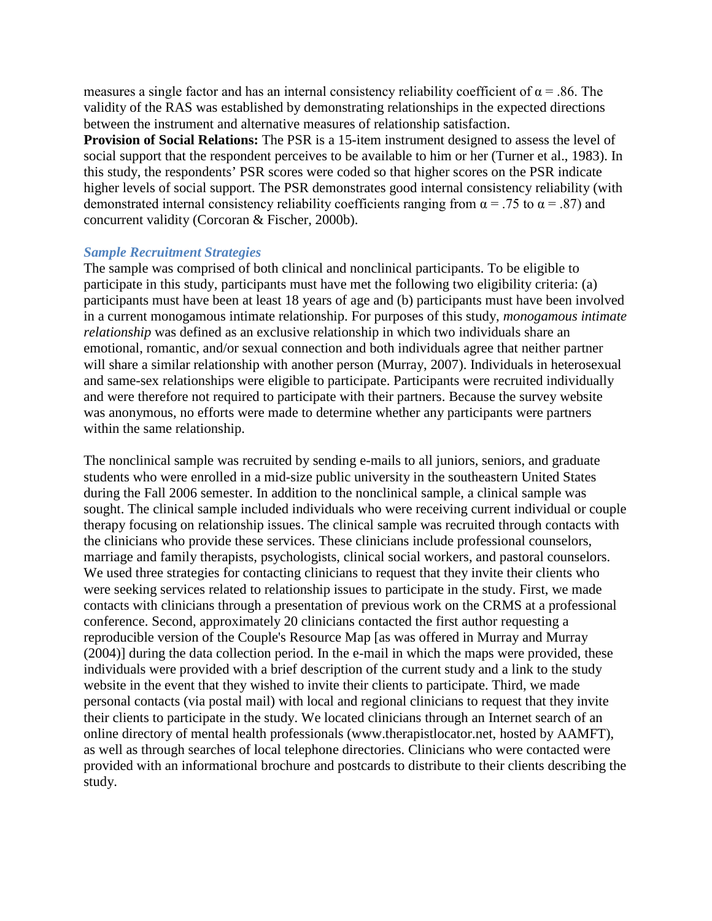measures a single factor and has an internal consistency reliability coefficient of $\alpha = .86$. The validity of the RAS was established by demonstrating relationships in the expected directions between the instrument and alternative measures of relationship satisfaction.

**Provision of Social Relations:** The PSR is a 15-item instrument designed to assess the level of social support that the respondent perceives to be available to him or her (Turner et al., 1983). In this study, the respondents' PSR scores were coded so that higher scores on the PSR indicate higher levels of social support. The PSR demonstrates good internal consistency reliability (with demonstrated internal consistency reliability coefficients ranging from $\alpha = .75$ to $\alpha = .87$) and concurrent validity (Corcoran & Fischer, 2000b).

### *Sample Recruitment Strategies*

The sample was comprised of both clinical and nonclinical participants. To be eligible to participate in this study, participants must have met the following two eligibility criteria: (a) participants must have been at least 18 years of age and (b) participants must have been involved in a current monogamous intimate relationship. For purposes of this study, *monogamous intimate relationship* was defined as an exclusive relationship in which two individuals share an emotional, romantic, and/or sexual connection and both individuals agree that neither partner will share a similar relationship with another person (Murray, 2007). Individuals in heterosexual and same-sex relationships were eligible to participate. Participants were recruited individually and were therefore not required to participate with their partners. Because the survey website was anonymous, no efforts were made to determine whether any participants were partners within the same relationship.

The nonclinical sample was recruited by sending e-mails to all juniors, seniors, and graduate students who were enrolled in a mid-size public university in the southeastern United States during the Fall 2006 semester. In addition to the nonclinical sample, a clinical sample was sought. The clinical sample included individuals who were receiving current individual or couple therapy focusing on relationship issues. The clinical sample was recruited through contacts with the clinicians who provide these services. These clinicians include professional counselors, marriage and family therapists, psychologists, clinical social workers, and pastoral counselors. We used three strategies for contacting clinicians to request that they invite their clients who were seeking services related to relationship issues to participate in the study. First, we made contacts with clinicians through a presentation of previous work on the CRMS at a professional conference. Second, approximately 20 clinicians contacted the first author requesting a reproducible version of the Couple's Resource Map [as was offered in Murray and Murray (2004)] during the data collection period. In the e-mail in which the maps were provided, these individuals were provided with a brief description of the current study and a link to the study website in the event that they wished to invite their clients to participate. Third, we made personal contacts (via postal mail) with local and regional clinicians to request that they invite their clients to participate in the study. We located clinicians through an Internet search of an online directory of mental health professionals (www.therapistlocator.net, hosted by AAMFT), as well as through searches of local telephone directories. Clinicians who were contacted were provided with an informational brochure and postcards to distribute to their clients describing the study.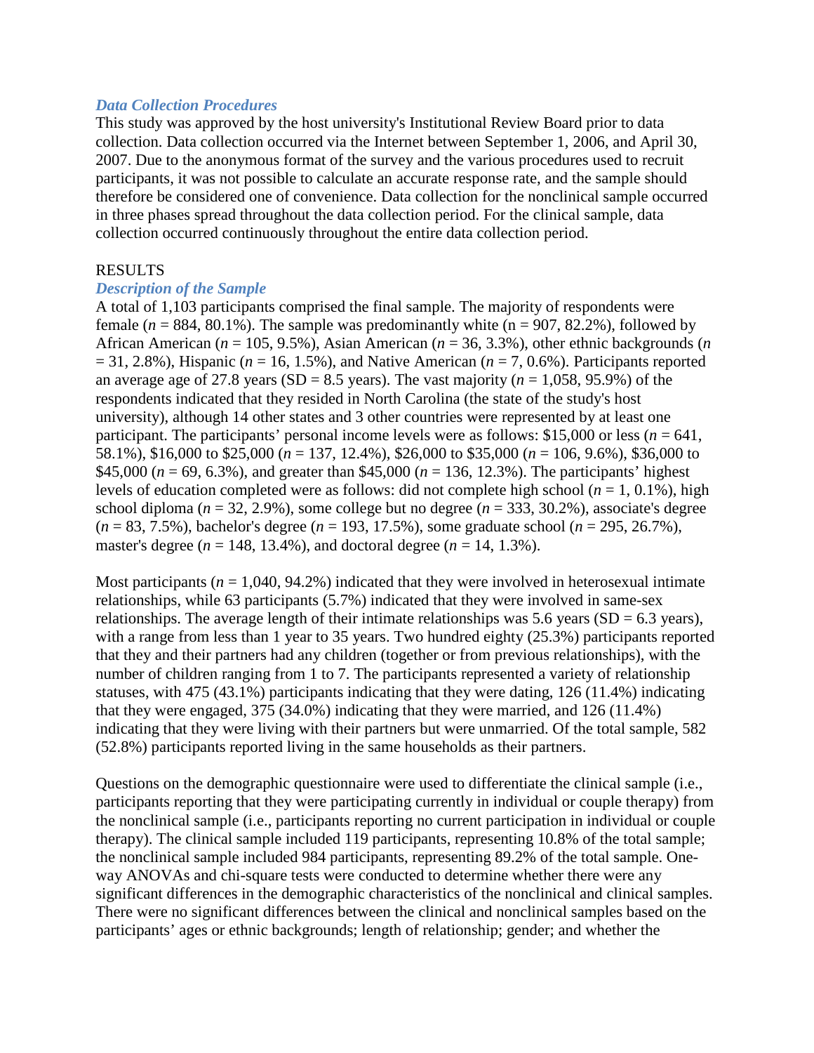### *Data Collection Procedures*

This study was approved by the host university's Institutional Review Board prior to data collection. Data collection occurred via the Internet between September 1, 2006, and April 30, 2007. Due to the anonymous format of the survey and the various procedures used to recruit participants, it was not possible to calculate an accurate response rate, and the sample should therefore be considered one of convenience. Data collection for the nonclinical sample occurred in three phases spread throughout the data collection period. For the clinical sample, data collection occurred continuously throughout the entire data collection period.

## RESULTS

### *Description of the Sample*

A total of 1,103 participants comprised the final sample. The majority of respondents were female ($n$ = 884, 80.1%). The sample was predominantly white (n = 907, 82.2%), followed by African American ($n$ = 105, 9.5%), Asian American ($n$ = 36, 3.3%), other ethnic backgrounds ($n$ = 31, 2.8%), Hispanic ($n$ = 16, 1.5%), and Native American ($n$ = 7, 0.6%). Participants reported an average age of 27.8 years (SD = 8.5 years). The vast majority ($n$ = 1,058, 95.9%) of the respondents indicated that they resided in North Carolina (the state of the study's host university), although 14 other states and 3 other countries were represented by at least one participant. The participants' personal income levels were as follows: $15,000 or less ($n$ = 641, 58.1%), $16,000 to $25,000 ($n$ = 137, 12.4%), $26,000 to $35,000 ($n$ = 106, 9.6%), $36,000 to $45,000 ($n$ = 69, 6.3%), and greater than $45,000 ($n$ = 136, 12.3%). The participants' highest levels of education completed were as follows: did not complete high school ($n$ = 1, 0.1%), high school diploma ($n$ = 32, 2.9%), some college but no degree ($n$ = 333, 30.2%), associate's degree ($n$ = 83, 7.5%), bachelor's degree ($n$ = 193, 17.5%), some graduate school ($n$ = 295, 26.7%), master's degree ($n$ = 148, 13.4%), and doctoral degree ($n$ = 14, 1.3%).

Most participants ($n$ = 1,040, 94.2%) indicated that they were involved in heterosexual intimate relationships, while 63 participants (5.7%) indicated that they were involved in same-sex relationships. The average length of their intimate relationships was 5.6 years (SD = 6.3 years), with a range from less than 1 year to 35 years. Two hundred eighty (25.3%) participants reported that they and their partners had any children (together or from previous relationships), with the number of children ranging from 1 to 7. The participants represented a variety of relationship statuses, with 475 (43.1%) participants indicating that they were dating, 126 (11.4%) indicating that they were engaged, 375 (34.0%) indicating that they were married, and 126 (11.4%) indicating that they were living with their partners but were unmarried. Of the total sample, 582 (52.8%) participants reported living in the same households as their partners.

Questions on the demographic questionnaire were used to differentiate the clinical sample (i.e., participants reporting that they were participating currently in individual or couple therapy) from the nonclinical sample (i.e., participants reporting no current participation in individual or couple therapy). The clinical sample included 119 participants, representing 10.8% of the total sample; the nonclinical sample included 984 participants, representing 89.2% of the total sample. One-way ANOVAs and chi-square tests were conducted to determine whether there were any significant differences in the demographic characteristics of the nonclinical and clinical samples. There were no significant differences between the clinical and nonclinical samples based on the participants' ages or ethnic backgrounds; length of relationship; gender; and whether the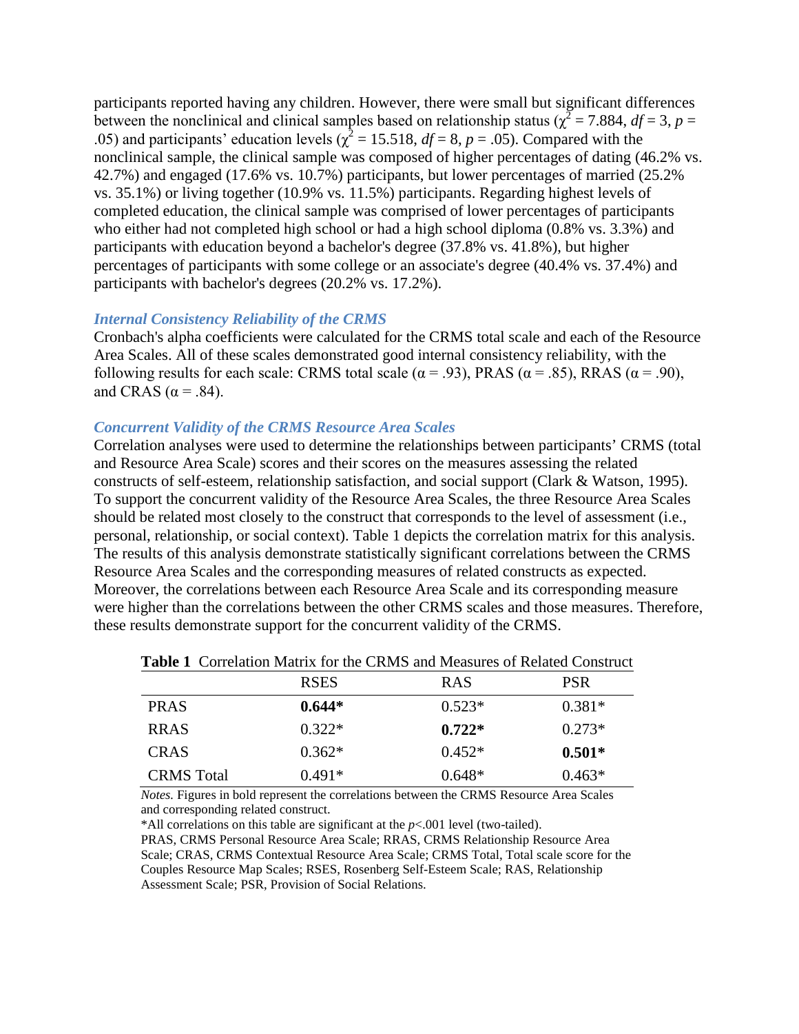participants reported having any children. However, there were small but significant differences between the nonclinical and clinical samples based on relationship status ($\chi^2 = 7.884$, $df = 3$, $p = .05$) and participants' education levels ($\chi^2 = 15.518$, $df = 8$, $p = .05$). Compared with the nonclinical sample, the clinical sample was composed of higher percentages of dating (46.2% vs. 42.7%) and engaged (17.6% vs. 10.7%) participants, but lower percentages of married (25.2% vs. 35.1%) or living together (10.9% vs. 11.5%) participants. Regarding highest levels of completed education, the clinical sample was comprised of lower percentages of participants who either had not completed high school or had a high school diploma (0.8% vs. 3.3%) and participants with education beyond a bachelor's degree (37.8% vs. 41.8%), but higher percentages of participants with some college or an associate's degree (40.4% vs. 37.4%) and participants with bachelor's degrees (20.2% vs. 17.2%).

### *Internal Consistency Reliability of the CRMS*

Cronbach's alpha coefficients were calculated for the CRMS total scale and each of the Resource Area Scales. All of these scales demonstrated good internal consistency reliability, with the following results for each scale: CRMS total scale ($\alpha = .93$), PRAS ($\alpha = .85$), RRAS ($\alpha = .90$), and CRAS ($\alpha = .84$).

### *Concurrent Validity of the CRMS Resource Area Scales*

Correlation analyses were used to determine the relationships between participants' CRMS (total and Resource Area Scale) scores and their scores on the measures assessing the related constructs of self-esteem, relationship satisfaction, and social support (Clark & Watson, 1995). To support the concurrent validity of the Resource Area Scales, the three Resource Area Scales should be related most closely to the construct that corresponds to the level of assessment (i.e., personal, relationship, or social context). Table 1 depicts the correlation matrix for this analysis. The results of this analysis demonstrate statistically significant correlations between the CRMS Resource Area Scales and the corresponding measures of related constructs as expected. Moreover, the correlations between each Resource Area Scale and its corresponding measure were higher than the correlations between the other CRMS scales and those measures. Therefore, these results demonstrate support for the concurrent validity of the CRMS.

**Table 1** Correlation Matrix for the CRMS and Measures of Related Construct

| | RSES | RAS | PSR |
|---|---|---|---|
| PRAS | **0.644*** | 0.523* | 0.381* |
| RRAS | 0.322* | **0.722*** | 0.273* |
| CRAS | 0.362* | 0.452* | **0.501*** |
| CRMS Total | 0.491* | 0.648* | 0.463* |

*Notes.* Figures in bold represent the correlations between the CRMS Resource Area Scales and corresponding related construct.

*All correlations on this table are significant at the $p<.001$ level (two-tailed).

PRAS, CRMS Personal Resource Area Scale; RRAS, CRMS Relationship Resource Area Scale; CRAS, CRMS Contextual Resource Area Scale; CRMS Total, Total scale score for the Couples Resource Map Scales; RSES, Rosenberg Self-Esteem Scale; RAS, Relationship Assessment Scale; PSR, Provision of Social Relations.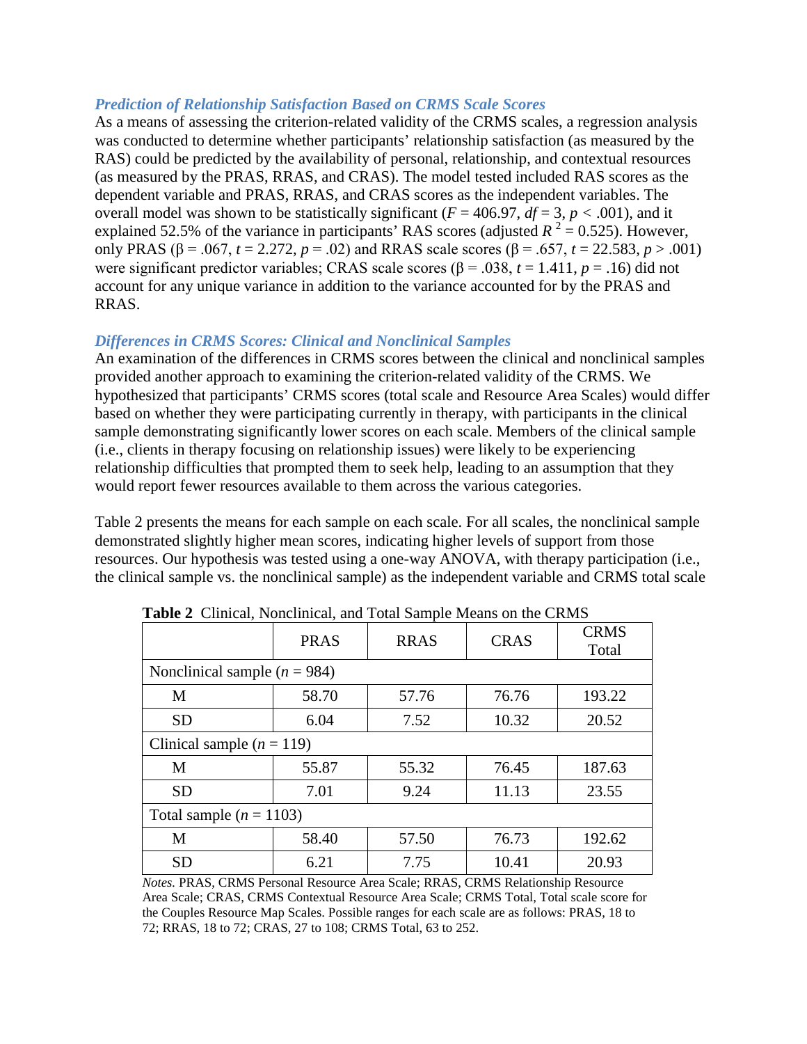### *Prediction of Relationship Satisfaction Based on CRMS Scale Scores*

As a means of assessing the criterion-related validity of the CRMS scales, a regression analysis was conducted to determine whether participants' relationship satisfaction (as measured by the RAS) could be predicted by the availability of personal, relationship, and contextual resources (as measured by the PRAS, RRAS, and CRAS). The model tested included RAS scores as the dependent variable and PRAS, RRAS, and CRAS scores as the independent variables. The overall model was shown to be statistically significant ($F = 406.97$, $df = 3$, $p < .001$), and it explained 52.5% of the variance in participants' RAS scores (adjusted $R^2 = 0.525$). However, only PRAS ($\beta = .067$, $t = 2.272$, $p = .02$) and RRAS scale scores ($\beta = .657$, $t = 22.583$, $p > .001$) were significant predictor variables; CRAS scale scores ($\beta = .038$, $t = 1.411$, $p = .16$) did not account for any unique variance in addition to the variance accounted for by the PRAS and RRAS.

### *Differences in CRMS Scores: Clinical and Nonclinical Samples*

An examination of the differences in CRMS scores between the clinical and nonclinical samples provided another approach to examining the criterion-related validity of the CRMS. We hypothesized that participants' CRMS scores (total scale and Resource Area Scales) would differ based on whether they were participating currently in therapy, with participants in the clinical sample demonstrating significantly lower scores on each scale. Members of the clinical sample (i.e., clients in therapy focusing on relationship issues) were likely to be experiencing relationship difficulties that prompted them to seek help, leading to an assumption that they would report fewer resources available to them across the various categories.

Table 2 presents the means for each sample on each scale. For all scales, the nonclinical sample demonstrated slightly higher mean scores, indicating higher levels of support from those resources. Our hypothesis was tested using a one-way ANOVA, with therapy participation (i.e., the clinical sample vs. the nonclinical sample) as the independent variable and CRMS total scale

**Table 2** Clinical, Nonclinical, and Total Sample Means on the CRMS

| | PRAS | RRAS | CRAS | CRMS Total |
|---|---|---|---|---|
| Nonclinical sample (*n* = 984) | | | | |
| M | 58.70 | 57.76 | 76.76 | 193.22 |
| SD | 6.04 | 7.52 | 10.32 | 20.52 |
| Clinical sample (*n* = 119) | | | | |
| M | 55.87 | 55.32 | 76.45 | 187.63 |
| SD | 7.01 | 9.24 | 11.13 | 23.55 |
| Total sample (*n* = 1103) | | | | |
| M | 58.40 | 57.50 | 76.73 | 192.62 |
| SD | 6.21 | 7.75 | 10.41 | 20.93 |

*Notes.* PRAS, CRMS Personal Resource Area Scale; RRAS, CRMS Relationship Resource Area Scale; CRAS, CRMS Contextual Resource Area Scale; CRMS Total, Total scale score for the Couples Resource Map Scales. Possible ranges for each scale are as follows: PRAS, 18 to 72; RRAS, 18 to 72; CRAS, 27 to 108; CRMS Total, 63 to 252.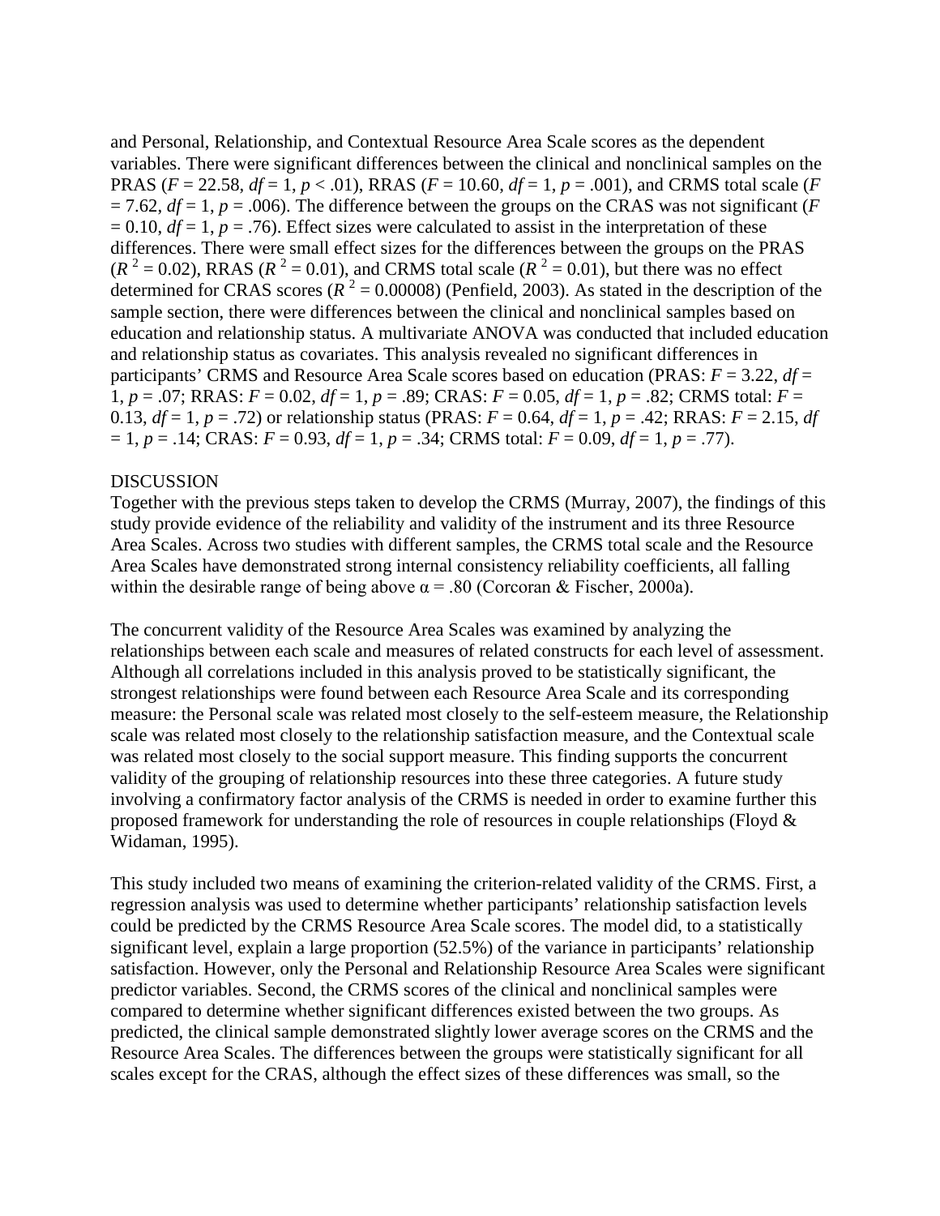and Personal, Relationship, and Contextual Resource Area Scale scores as the dependent variables. There were significant differences between the clinical and nonclinical samples on the PRAS ($F = 22.58$, $df = 1$, $p < .01$), RRAS ($F = 10.60$, $df = 1$, $p = .001$), and CRMS total scale ($F = 7.62$, $df = 1$, $p = .006$). The difference between the groups on the CRAS was not significant ($F = 0.10$, $df = 1$, $p = .76$). Effect sizes were calculated to assist in the interpretation of these differences. There were small effect sizes for the differences between the groups on the PRAS ($R^2 = 0.02$), RRAS ($R^2 = 0.01$), and CRMS total scale ($R^2 = 0.01$), but there was no effect determined for CRAS scores ($R^2 = 0.00008$) (Penfield, 2003). As stated in the description of the sample section, there were differences between the clinical and nonclinical samples based on education and relationship status. A multivariate ANOVA was conducted that included education and relationship status as covariates. This analysis revealed no significant differences in participants' CRMS and Resource Area Scale scores based on education (PRAS: $F = 3.22$, $df = 1$, $p = .07$; RRAS: $F = 0.02$, $df = 1$, $p = .89$; CRAS: $F = 0.05$, $df = 1$, $p = .82$; CRMS total: $F = 0.13$, $df = 1$, $p = .72$) or relationship status (PRAS: $F = 0.64$, $df = 1$, $p = .42$; RRAS: $F = 2.15$, $df = 1$, $p = .14$; CRAS: $F = 0.93$, $df = 1$, $p = .34$; CRMS total: $F = 0.09$, $df = 1$, $p = .77$).

## DISCUSSION

Together with the previous steps taken to develop the CRMS (Murray, 2007), the findings of this study provide evidence of the reliability and validity of the instrument and its three Resource Area Scales. Across two studies with different samples, the CRMS total scale and the Resource Area Scales have demonstrated strong internal consistency reliability coefficients, all falling within the desirable range of being above $\alpha = .80$ (Corcoran & Fischer, 2000a).

The concurrent validity of the Resource Area Scales was examined by analyzing the relationships between each scale and measures of related constructs for each level of assessment. Although all correlations included in this analysis proved to be statistically significant, the strongest relationships were found between each Resource Area Scale and its corresponding measure: the Personal scale was related most closely to the self-esteem measure, the Relationship scale was related most closely to the relationship satisfaction measure, and the Contextual scale was related most closely to the social support measure. This finding supports the concurrent validity of the grouping of relationship resources into these three categories. A future study involving a confirmatory factor analysis of the CRMS is needed in order to examine further this proposed framework for understanding the role of resources in couple relationships (Floyd & Widaman, 1995).

This study included two means of examining the criterion-related validity of the CRMS. First, a regression analysis was used to determine whether participants' relationship satisfaction levels could be predicted by the CRMS Resource Area Scale scores. The model did, to a statistically significant level, explain a large proportion (52.5%) of the variance in participants' relationship satisfaction. However, only the Personal and Relationship Resource Area Scales were significant predictor variables. Second, the CRMS scores of the clinical and nonclinical samples were compared to determine whether significant differences existed between the two groups. As predicted, the clinical sample demonstrated slightly lower average scores on the CRMS and the Resource Area Scales. The differences between the groups were statistically significant for all scales except for the CRAS, although the effect sizes of these differences was small, so the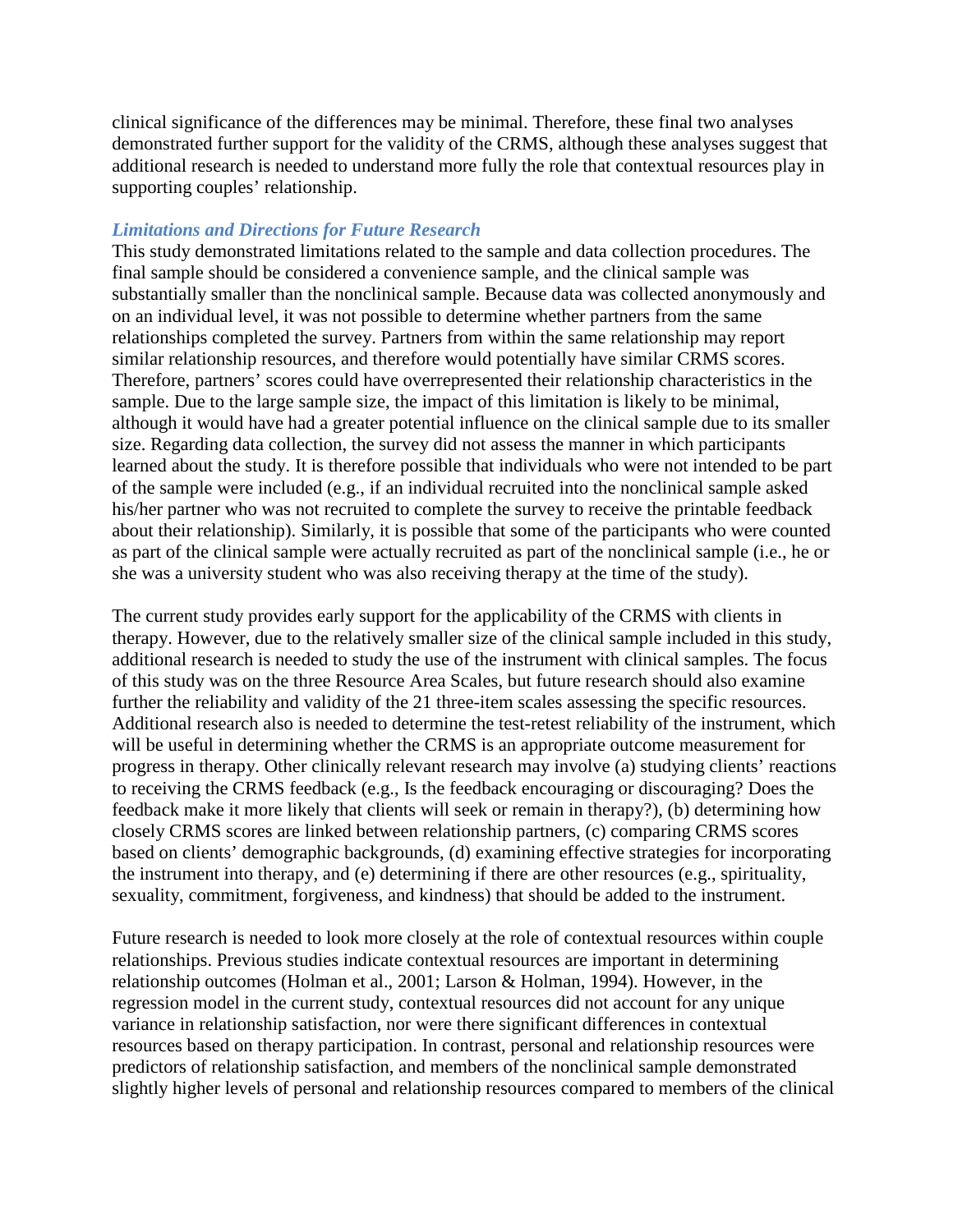clinical significance of the differences may be minimal. Therefore, these final two analyses demonstrated further support for the validity of the CRMS, although these analyses suggest that additional research is needed to understand more fully the role that contextual resources play in supporting couples' relationship.

### *Limitations and Directions for Future Research*

This study demonstrated limitations related to the sample and data collection procedures. The final sample should be considered a convenience sample, and the clinical sample was substantially smaller than the nonclinical sample. Because data was collected anonymously and on an individual level, it was not possible to determine whether partners from the same relationships completed the survey. Partners from within the same relationship may report similar relationship resources, and therefore would potentially have similar CRMS scores. Therefore, partners' scores could have overrepresented their relationship characteristics in the sample. Due to the large sample size, the impact of this limitation is likely to be minimal, although it would have had a greater potential influence on the clinical sample due to its smaller size. Regarding data collection, the survey did not assess the manner in which participants learned about the study. It is therefore possible that individuals who were not intended to be part of the sample were included (e.g., if an individual recruited into the nonclinical sample asked his/her partner who was not recruited to complete the survey to receive the printable feedback about their relationship). Similarly, it is possible that some of the participants who were counted as part of the clinical sample were actually recruited as part of the nonclinical sample (i.e., he or she was a university student who was also receiving therapy at the time of the study).

The current study provides early support for the applicability of the CRMS with clients in therapy. However, due to the relatively smaller size of the clinical sample included in this study, additional research is needed to study the use of the instrument with clinical samples. The focus of this study was on the three Resource Area Scales, but future research should also examine further the reliability and validity of the 21 three-item scales assessing the specific resources. Additional research also is needed to determine the test-retest reliability of the instrument, which will be useful in determining whether the CRMS is an appropriate outcome measurement for progress in therapy. Other clinically relevant research may involve (a) studying clients' reactions to receiving the CRMS feedback (e.g., Is the feedback encouraging or discouraging? Does the feedback make it more likely that clients will seek or remain in therapy?), (b) determining how closely CRMS scores are linked between relationship partners, (c) comparing CRMS scores based on clients' demographic backgrounds, (d) examining effective strategies for incorporating the instrument into therapy, and (e) determining if there are other resources (e.g., spirituality, sexuality, commitment, forgiveness, and kindness) that should be added to the instrument.

Future research is needed to look more closely at the role of contextual resources within couple relationships. Previous studies indicate contextual resources are important in determining relationship outcomes (Holman et al., 2001; Larson & Holman, 1994). However, in the regression model in the current study, contextual resources did not account for any unique variance in relationship satisfaction, nor were there significant differences in contextual resources based on therapy participation. In contrast, personal and relationship resources were predictors of relationship satisfaction, and members of the nonclinical sample demonstrated slightly higher levels of personal and relationship resources compared to members of the clinical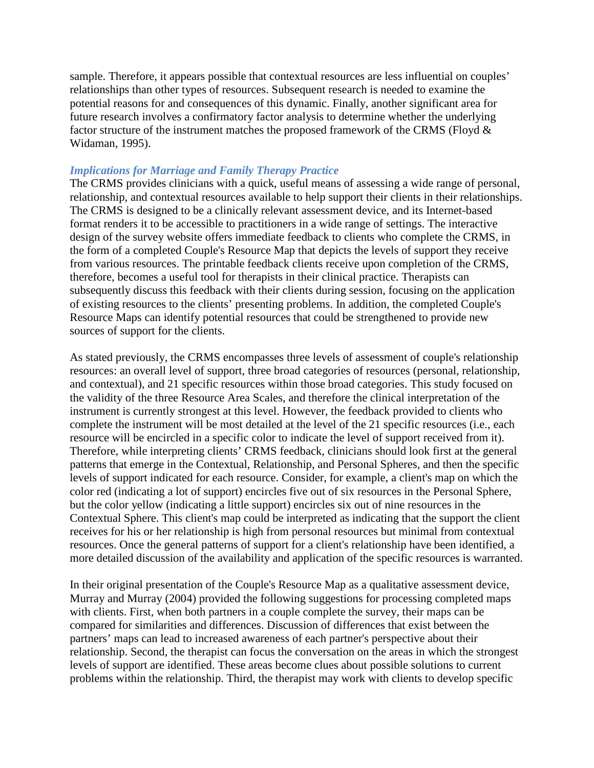sample. Therefore, it appears possible that contextual resources are less influential on couples' relationships than other types of resources. Subsequent research is needed to examine the potential reasons for and consequences of this dynamic. Finally, another significant area for future research involves a confirmatory factor analysis to determine whether the underlying factor structure of the instrument matches the proposed framework of the CRMS (Floyd & Widaman, 1995).

### *Implications for Marriage and Family Therapy Practice*

The CRMS provides clinicians with a quick, useful means of assessing a wide range of personal, relationship, and contextual resources available to help support their clients in their relationships. The CRMS is designed to be a clinically relevant assessment device, and its Internet-based format renders it to be accessible to practitioners in a wide range of settings. The interactive design of the survey website offers immediate feedback to clients who complete the CRMS, in the form of a completed Couple's Resource Map that depicts the levels of support they receive from various resources. The printable feedback clients receive upon completion of the CRMS, therefore, becomes a useful tool for therapists in their clinical practice. Therapists can subsequently discuss this feedback with their clients during session, focusing on the application of existing resources to the clients' presenting problems. In addition, the completed Couple's Resource Maps can identify potential resources that could be strengthened to provide new sources of support for the clients.

As stated previously, the CRMS encompasses three levels of assessment of couple's relationship resources: an overall level of support, three broad categories of resources (personal, relationship, and contextual), and 21 specific resources within those broad categories. This study focused on the validity of the three Resource Area Scales, and therefore the clinical interpretation of the instrument is currently strongest at this level. However, the feedback provided to clients who complete the instrument will be most detailed at the level of the 21 specific resources (i.e., each resource will be encircled in a specific color to indicate the level of support received from it). Therefore, while interpreting clients' CRMS feedback, clinicians should look first at the general patterns that emerge in the Contextual, Relationship, and Personal Spheres, and then the specific levels of support indicated for each resource. Consider, for example, a client's map on which the color red (indicating a lot of support) encircles five out of six resources in the Personal Sphere, but the color yellow (indicating a little support) encircles six out of nine resources in the Contextual Sphere. This client's map could be interpreted as indicating that the support the client receives for his or her relationship is high from personal resources but minimal from contextual resources. Once the general patterns of support for a client's relationship have been identified, a more detailed discussion of the availability and application of the specific resources is warranted.

In their original presentation of the Couple's Resource Map as a qualitative assessment device, Murray and Murray (2004) provided the following suggestions for processing completed maps with clients. First, when both partners in a couple complete the survey, their maps can be compared for similarities and differences. Discussion of differences that exist between the partners' maps can lead to increased awareness of each partner's perspective about their relationship. Second, the therapist can focus the conversation on the areas in which the strongest levels of support are identified. These areas become clues about possible solutions to current problems within the relationship. Third, the therapist may work with clients to develop specific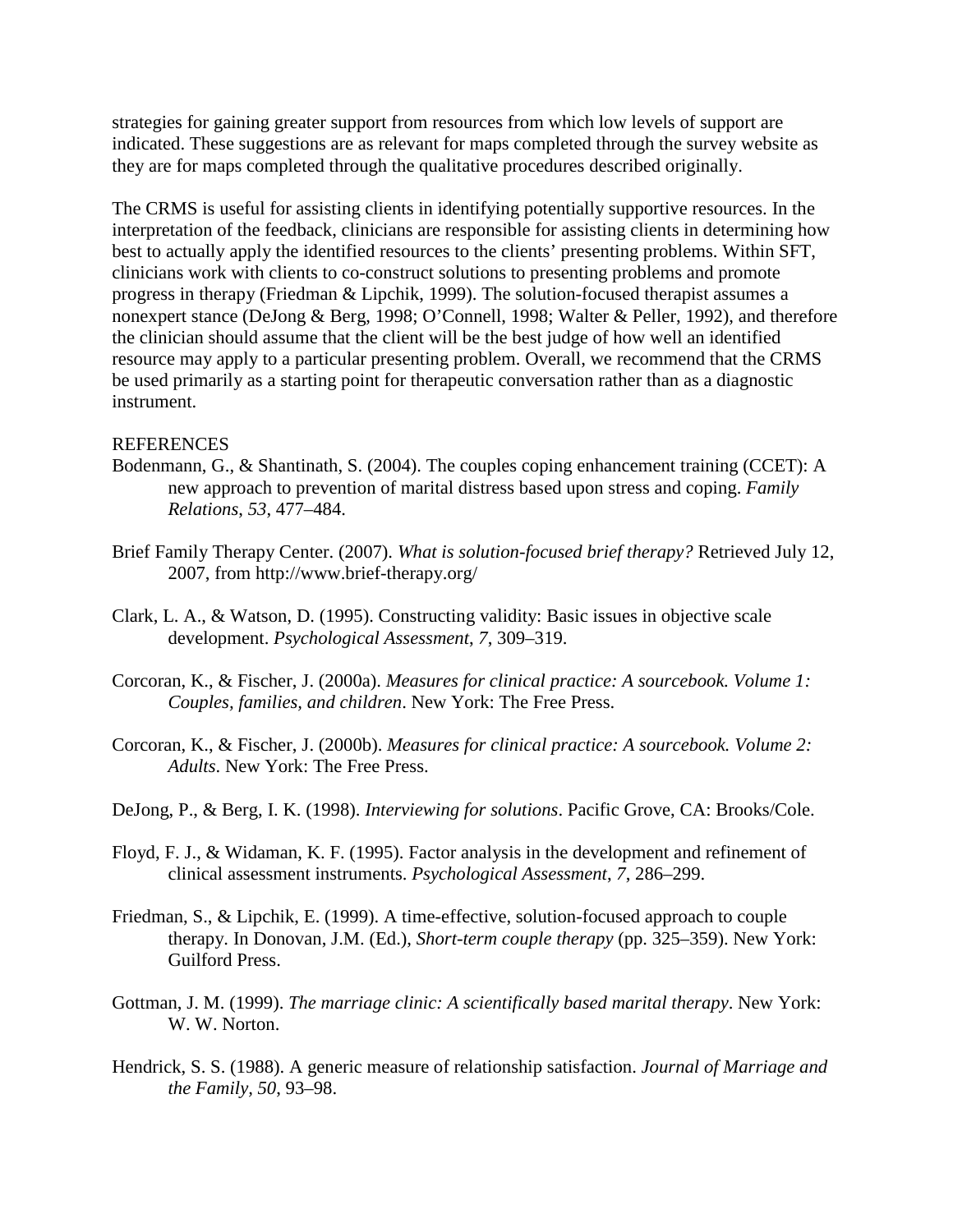strategies for gaining greater support from resources from which low levels of support are indicated. These suggestions are as relevant for maps completed through the survey website as they are for maps completed through the qualitative procedures described originally.

The CRMS is useful for assisting clients in identifying potentially supportive resources. In the interpretation of the feedback, clinicians are responsible for assisting clients in determining how best to actually apply the identified resources to the clients' presenting problems. Within SFT, clinicians work with clients to co-construct solutions to presenting problems and promote progress in therapy (Friedman & Lipchik, 1999). The solution-focused therapist assumes a nonexpert stance (DeJong & Berg, 1998; O'Connell, 1998; Walter & Peller, 1992), and therefore the clinician should assume that the client will be the best judge of how well an identified resource may apply to a particular presenting problem. Overall, we recommend that the CRMS be used primarily as a starting point for therapeutic conversation rather than as a diagnostic instrument.

## REFERENCES

Bodenmann, G., & Shantinath, S. (2004). The couples coping enhancement training (CCET): A new approach to prevention of marital distress based upon stress and coping. *Family Relations*, *53*, 477–484.

Brief Family Therapy Center. (2007). *What is solution-focused brief therapy?* Retrieved July 12, 2007, from http://www.brief-therapy.org/

Clark, L. A., & Watson, D. (1995). Constructing validity: Basic issues in objective scale development. *Psychological Assessment*, *7*, 309–319.

Corcoran, K., & Fischer, J. (2000a). *Measures for clinical practice: A sourcebook. Volume 1: Couples, families, and children*. New York: The Free Press.

Corcoran, K., & Fischer, J. (2000b). *Measures for clinical practice: A sourcebook. Volume 2: Adults*. New York: The Free Press.

DeJong, P., & Berg, I. K. (1998). *Interviewing for solutions*. Pacific Grove, CA: Brooks/Cole.

Floyd, F. J., & Widaman, K. F. (1995). Factor analysis in the development and refinement of clinical assessment instruments. *Psychological Assessment*, *7*, 286–299.

Friedman, S., & Lipchik, E. (1999). A time-effective, solution-focused approach to couple therapy. In Donovan, J.M. (Ed.), *Short-term couple therapy* (pp. 325–359). New York: Guilford Press.

Gottman, J. M. (1999). *The marriage clinic: A scientifically based marital therapy*. New York: W. W. Norton.

Hendrick, S. S. (1988). A generic measure of relationship satisfaction. *Journal of Marriage and the Family*, *50*, 93–98.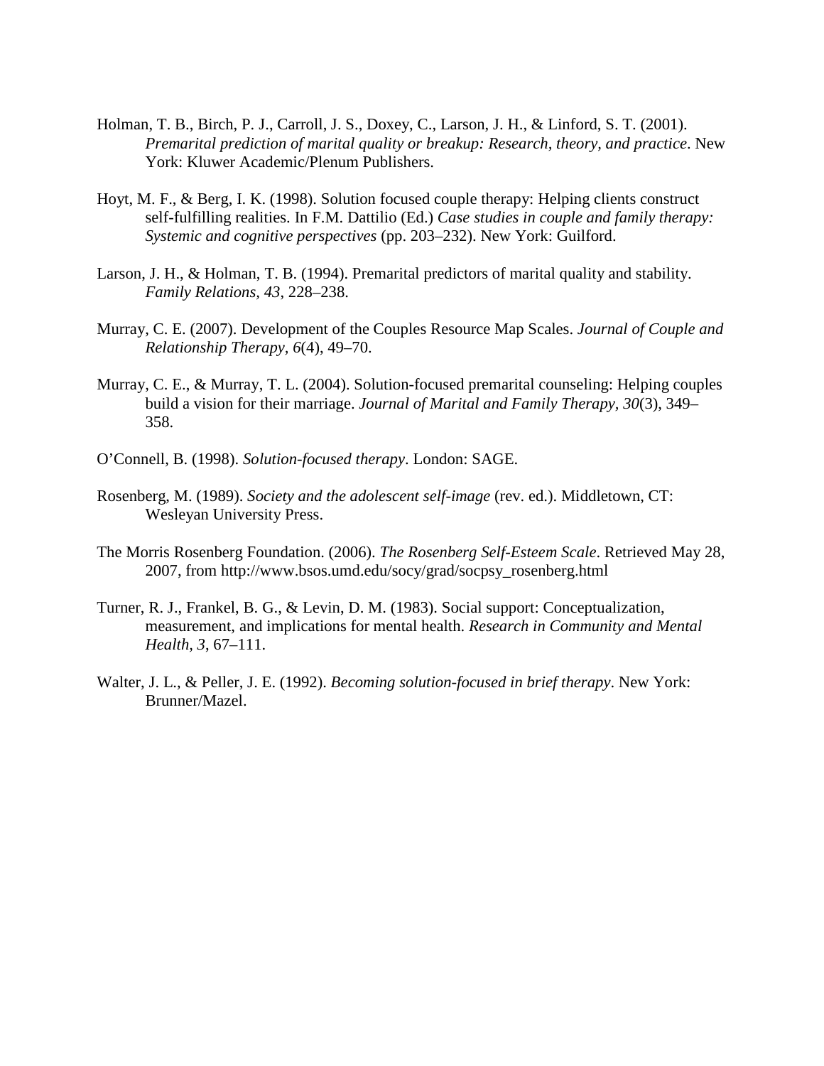Holman, T. B., Birch, P. J., Carroll, J. S., Doxey, C., Larson, J. H., & Linford, S. T. (2001). *Premarital prediction of marital quality or breakup: Research, theory, and practice*. New York: Kluwer Academic/Plenum Publishers.

Hoyt, M. F., & Berg, I. K. (1998). Solution focused couple therapy: Helping clients construct self-fulfilling realities. In F.M. Dattilio (Ed.) *Case studies in couple and family therapy: Systemic and cognitive perspectives* (pp. 203–232). New York: Guilford.

Larson, J. H., & Holman, T. B. (1994). Premarital predictors of marital quality and stability. *Family Relations, 43*, 228–238.

Murray, C. E. (2007). Development of the Couples Resource Map Scales. *Journal of Couple and Relationship Therapy, 6*(4), 49–70.

Murray, C. E., & Murray, T. L. (2004). Solution-focused premarital counseling: Helping couples build a vision for their marriage. *Journal of Marital and Family Therapy, 30*(3), 349–358.

O'Connell, B. (1998). *Solution-focused therapy*. London: SAGE.

Rosenberg, M. (1989). *Society and the adolescent self-image* (rev. ed.). Middletown, CT: Wesleyan University Press.

The Morris Rosenberg Foundation. (2006). *The Rosenberg Self-Esteem Scale*. Retrieved May 28, 2007, from http://www.bsos.umd.edu/socy/grad/socpsy_rosenberg.html

Turner, R. J., Frankel, B. G., & Levin, D. M. (1983). Social support: Conceptualization, measurement, and implications for mental health. *Research in Community and Mental Health, 3*, 67–111.

Walter, J. L., & Peller, J. E. (1992). *Becoming solution-focused in brief therapy*. New York: Brunner/Mazel.